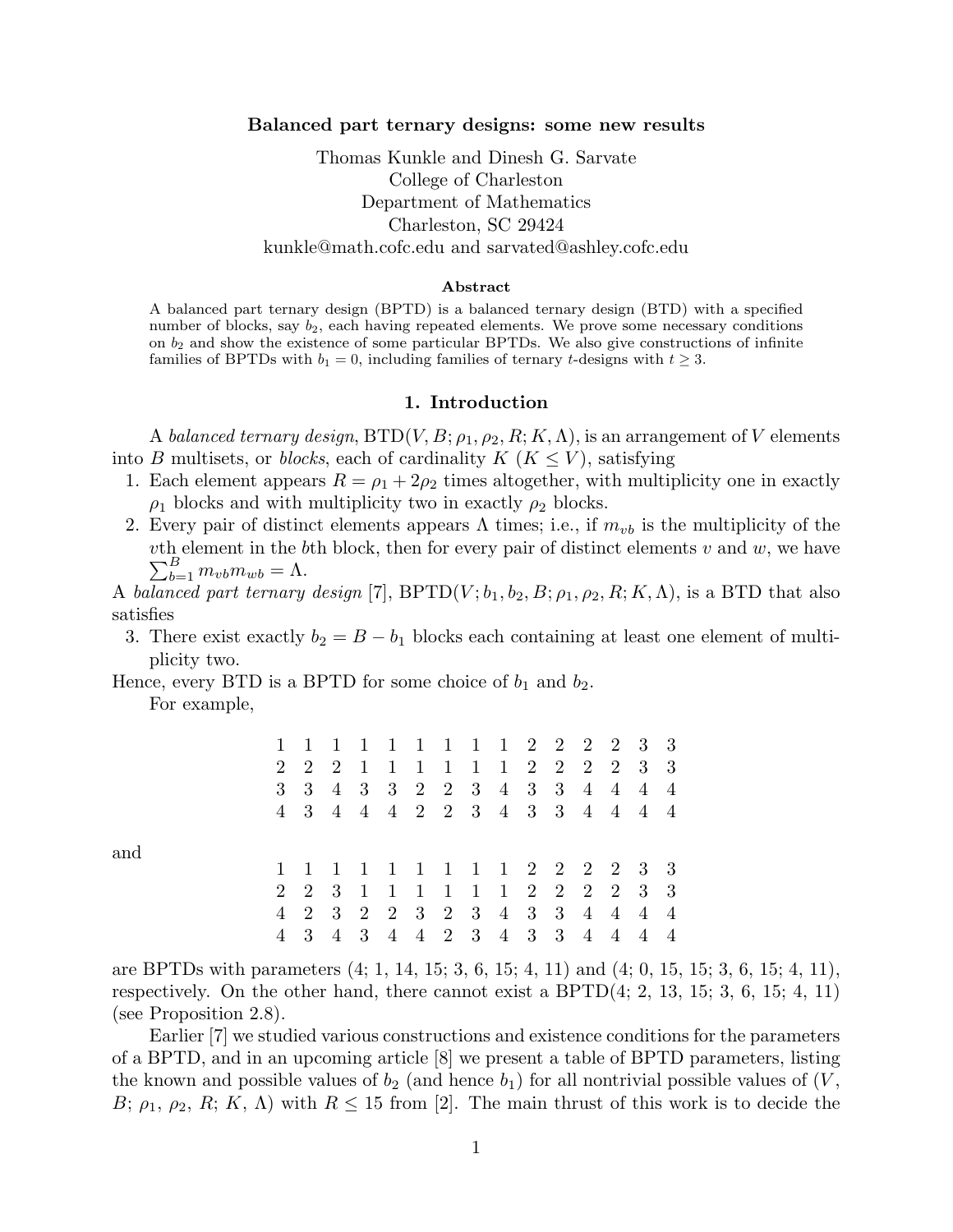**Balanced part ternary designs: some new results**

Thomas Kunkle and Dinesh G. Sarvate
College of Charleston
Department of Mathematics
Charleston, SC 29424
kunkle@math.cofc.edu and sarvated@ashley.cofc.edu

**Abstract**

A balanced part ternary design (BPTD) is a balanced ternary design (BTD) with a specified number of blocks, say $b_2$, each having repeated elements. We prove some necessary conditions on $b_2$ and show the existence of some particular BPTDs. We also give constructions of infinite families of BPTDs with $b_1 = 0$, including families of ternary $t$-designs with $t \geq 3$.

## 1. Introduction

A *balanced ternary design*, BTD$(V, B; \rho_1, \rho_2, R; K, \Lambda)$, is an arrangement of $V$ elements into $B$ multisets, or *blocks*, each of cardinality $K$ ($K \leq V$), satisfying

1. Each element appears $R = \rho_1 + 2\rho_2$ times altogether, with multiplicity one in exactly $\rho_1$ blocks and with multiplicity two in exactly $\rho_2$ blocks.
2. Every pair of distinct elements appears $\Lambda$ times; i.e., if $m_{vb}$ is the multiplicity of the $v$th element in the $b$th block, then for every pair of distinct elements $v$ and $w$, we have $\sum_{b=1}^{B} m_{vb} m_{wb} = \Lambda$.

A *balanced part ternary design* [7], BPTD$(V; b_1, b_2, B; \rho_1, \rho_2, R; K, \Lambda)$, is a BTD that also satisfies

3. There exist exactly $b_2 = B - b_1$ blocks each containing at least one element of multiplicity two.

Hence, every BTD is a BPTD for some choice of $b_1$ and $b_2$.

For example,

$$
\begin{matrix}
1 & 1 & 1 & 1 & 1 & 1 & 1 & 1 & 1 & 2 & 2 & 2 & 2 & 3 & 3 \\
2 & 2 & 2 & 1 & 1 & 1 & 1 & 1 & 1 & 2 & 2 & 2 & 2 & 3 & 3 \\
3 & 3 & 4 & 3 & 3 & 2 & 2 & 3 & 4 & 3 & 3 & 4 & 4 & 4 & 4 \\
4 & 3 & 4 & 4 & 4 & 2 & 2 & 3 & 4 & 3 & 3 & 4 & 4 & 4 & 4
\end{matrix}
$$

and

$$
\begin{matrix}
1 & 1 & 1 & 1 & 1 & 1 & 1 & 1 & 1 & 2 & 2 & 2 & 2 & 3 & 3 \\
2 & 2 & 3 & 1 & 1 & 1 & 1 & 1 & 1 & 2 & 2 & 2 & 2 & 3 & 3 \\
4 & 2 & 3 & 2 & 2 & 3 & 2 & 3 & 4 & 3 & 3 & 4 & 4 & 4 & 4 \\
4 & 3 & 4 & 3 & 4 & 4 & 2 & 3 & 4 & 3 & 3 & 4 & 4 & 4 & 4
\end{matrix}
$$

are BPTDs with parameters (4; 1, 14, 15; 3, 6, 15; 4, 11) and (4; 0, 15, 15; 3, 6, 15; 4, 11), respectively. On the other hand, there cannot exist a BPTD(4; 2, 13, 15; 3, 6, 15; 4, 11) (see Proposition 2.8).

Earlier [7] we studied various constructions and existence conditions for the parameters of a BPTD, and in an upcoming article [8] we present a table of BPTD parameters, listing the known and possible values of $b_2$ (and hence $b_1$) for all nontrivial possible values of ($V$, $B$; $\rho_1$, $\rho_2$, $R$; $K$, $\Lambda$) with $R \leq 15$ from [2]. The main thrust of this work is to decide the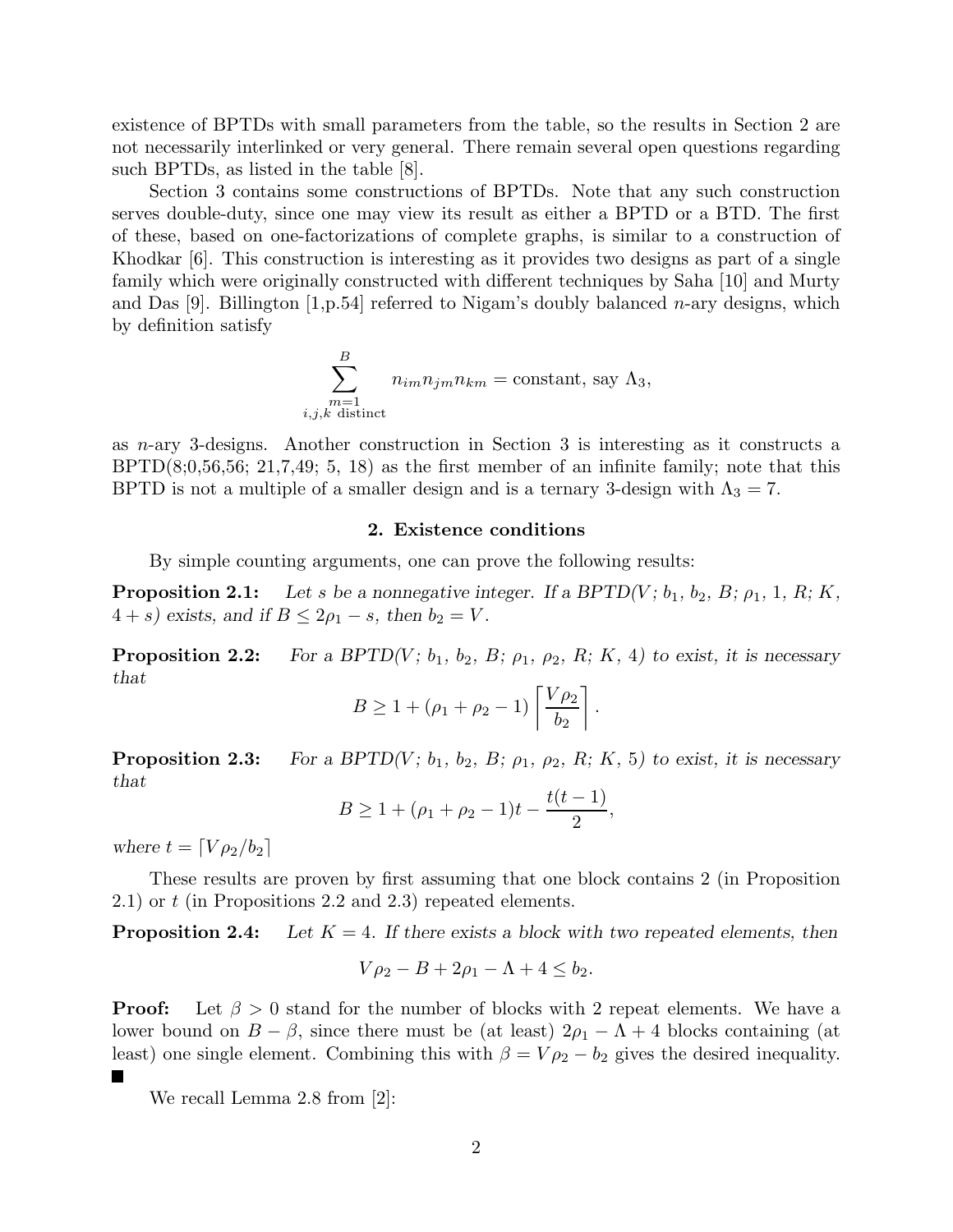existence of BPTDs with small parameters from the table, so the results in Section 2 are not necessarily interlinked or very general. There remain several open questions regarding such BPTDs, as listed in the table [8].

Section 3 contains some constructions of BPTDs. Note that any such construction serves double-duty, since one may view its result as either a BPTD or a BTD. The first of these, based on one-factorizations of complete graphs, is similar to a construction of Khodkar [6]. This construction is interesting as it provides two designs as part of a single family which were originally constructed with different techniques by Saha [10] and Murty and Das [9]. Billington [1,p.54] referred to Nigam's doubly balanced $n$-ary designs, which by definition satisfy

$$\sum_{\substack{m=1 \\ i,j,k \text{ distinct}}}^{B} n_{im}n_{jm}n_{km} = \text{constant, say } \Lambda_3,$$

as $n$-ary 3-designs. Another construction in Section 3 is interesting as it constructs a BPTD(8;0,56,56; 21,7,49; 5, 18) as the first member of an infinite family; note that this BPTD is not a multiple of a smaller design and is a ternary 3-design with $\Lambda_3 = 7$.

## 2. Existence conditions

By simple counting arguments, one can prove the following results:

**Proposition 2.1:** *Let $s$ be a nonnegative integer. If a BPTD($V$; $b_1$, $b_2$, $B$; $\rho_1$, 1, $R$; $K$, $4+s$) exists, and if $B \leq 2\rho_1 - s$, then $b_2 = V$.*

**Proposition 2.2:** *For a BPTD($V$; $b_1$, $b_2$, $B$; $\rho_1$, $\rho_2$, $R$; $K$, 4) to exist, it is necessary that*

$$B \geq 1 + (\rho_1 + \rho_2 - 1)\left\lceil \frac{V\rho_2}{b_2} \right\rceil.$$

**Proposition 2.3:** *For a BPTD($V$; $b_1$, $b_2$, $B$; $\rho_1$, $\rho_2$, $R$; $K$, 5) to exist, it is necessary that*

$$B \geq 1 + (\rho_1 + \rho_2 - 1)t - \frac{t(t-1)}{2},$$

*where $t = \lceil V\rho_2/b_2 \rceil$*

These results are proven by first assuming that one block contains 2 (in Proposition 2.1) or $t$ (in Propositions 2.2 and 2.3) repeated elements.

**Proposition 2.4:** *Let $K = 4$. If there exists a block with two repeated elements, then*

$$V\rho_2 - B + 2\rho_1 - \Lambda + 4 \leq b_2.$$

**Proof:** Let $\beta > 0$ stand for the number of blocks with 2 repeat elements. We have a lower bound on $B - \beta$, since there must be (at least) $2\rho_1 - \Lambda + 4$ blocks containing (at least) one single element. Combining this with $\beta = V\rho_2 - b_2$ gives the desired inequality. ■

We recall Lemma 2.8 from [2]: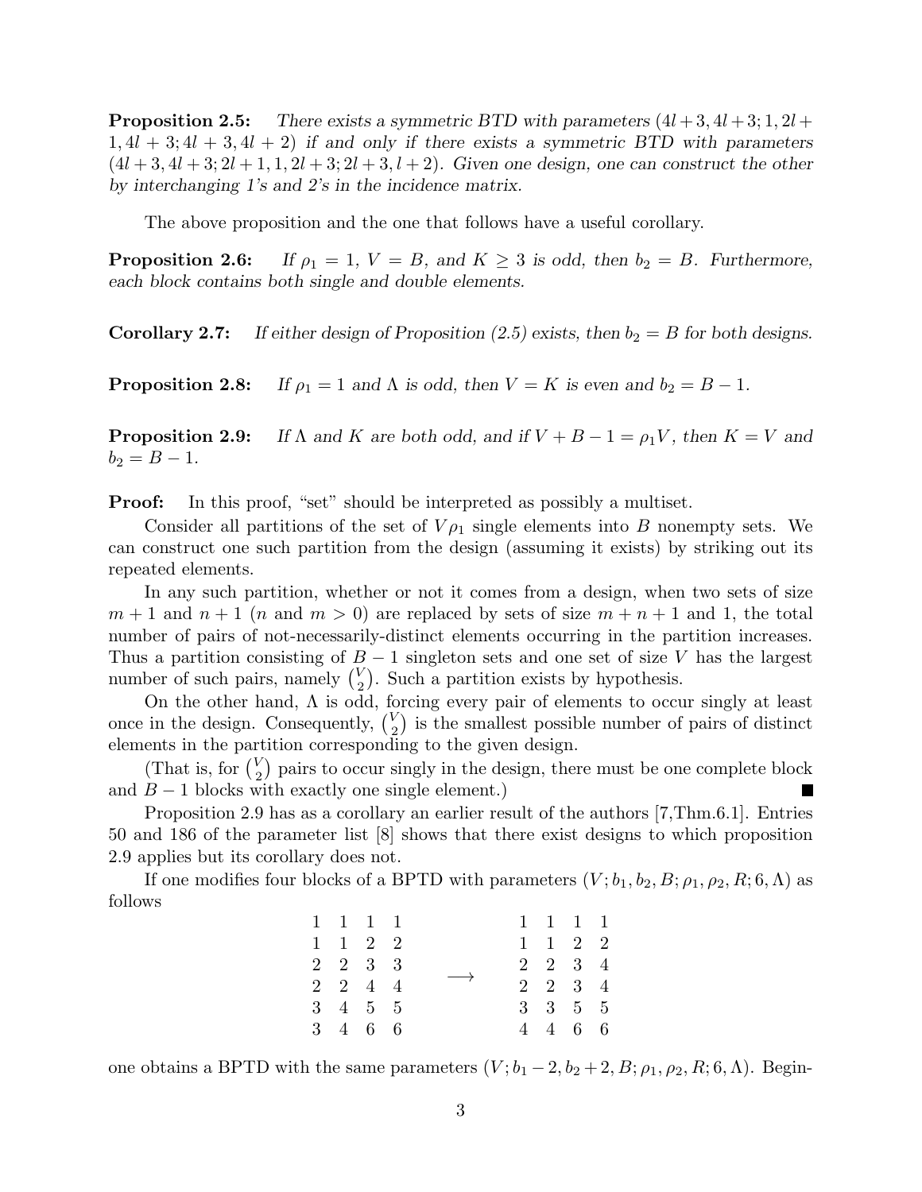**Proposition 2.5:** *There exists a symmetric BTD with parameters $(4l+3, 4l+3; 1, 2l+1, 4l+3; 4l+3, 4l+2)$ if and only if there exists a symmetric BTD with parameters $(4l+3, 4l+3; 2l+1, 1, 2l+3; 2l+3, l+2)$. Given one design, one can construct the other by interchanging 1's and 2's in the incidence matrix.*

The above proposition and the one that follows have a useful corollary.

**Proposition 2.6:** *If $\rho_1 = 1$, $V = B$, and $K \geq 3$ is odd, then $b_2 = B$. Furthermore, each block contains both single and double elements.*

**Corollary 2.7:** *If either design of Proposition (2.5) exists, then $b_2 = B$ for both designs.*

**Proposition 2.8:** *If $\rho_1 = 1$ and $\Lambda$ is odd, then $V = K$ is even and $b_2 = B - 1$.*

**Proposition 2.9:** *If $\Lambda$ and $K$ are both odd, and if $V + B - 1 = \rho_1 V$, then $K = V$ and $b_2 = B - 1$.*

**Proof:** In this proof, "set" should be interpreted as possibly a multiset.

Consider all partitions of the set of $V\rho_1$ single elements into $B$ nonempty sets. We can construct one such partition from the design (assuming it exists) by striking out its repeated elements.

In any such partition, whether or not it comes from a design, when two sets of size $m+1$ and $n+1$ ($n$ and $m > 0$) are replaced by sets of size $m+n+1$ and 1, the total number of pairs of not-necessarily-distinct elements occurring in the partition increases. Thus a partition consisting of $B-1$ singleton sets and one set of size $V$ has the largest number of such pairs, namely $\binom{V}{2}$. Such a partition exists by hypothesis.

On the other hand, $\Lambda$ is odd, forcing every pair of elements to occur singly at least once in the design. Consequently, $\binom{V}{2}$ is the smallest possible number of pairs of distinct elements in the partition corresponding to the given design.

(That is, for $\binom{V}{2}$ pairs to occur singly in the design, there must be one complete block and $B-1$ blocks with exactly one single element.) ■

Proposition 2.9 has as a corollary an earlier result of the authors [7,Thm.6.1]. Entries 50 and 186 of the parameter list [8] shows that there exist designs to which proposition 2.9 applies but its corollary does not.

If one modifies four blocks of a BPTD with parameters $(V; b_1, b_2, B; \rho_1, \rho_2, R; 6, \Lambda)$ as follows

$$
\begin{array}{cccc}
1 & 1 & 1 & 1 \\
1 & 1 & 2 & 2 \\
2 & 2 & 3 & 3 \\
2 & 2 & 4 & 4 \\
3 & 4 & 5 & 5 \\
3 & 4 & 6 & 6
\end{array}
\quad \longrightarrow \quad
\begin{array}{cccc}
1 & 1 & 1 & 1 \\
1 & 1 & 2 & 2 \\
2 & 2 & 3 & 4 \\
2 & 2 & 3 & 4 \\
3 & 3 & 5 & 5 \\
4 & 4 & 6 & 6
\end{array}
$$

one obtains a BPTD with the same parameters $(V; b_1 - 2, b_2 + 2, B; \rho_1, \rho_2, R; 6, \Lambda)$. Begin-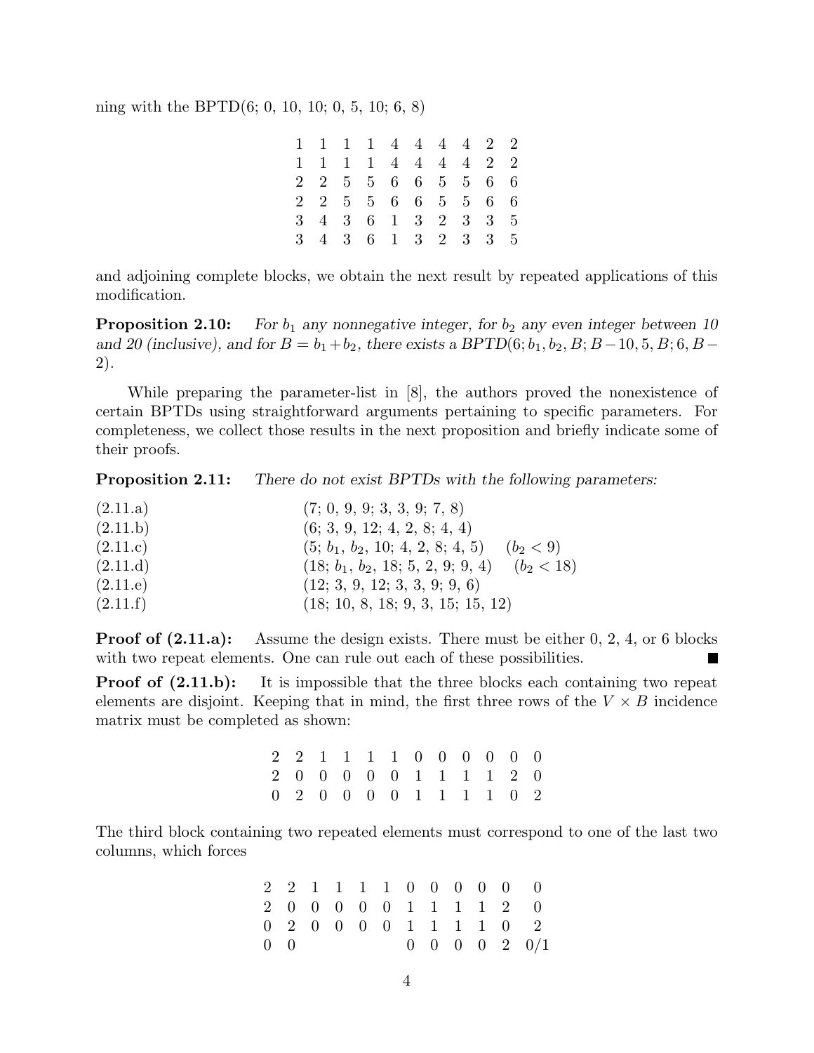ning with the BPTD(6; 0, 10, 10; 0, 5, 10; 6, 8)

$$
\begin{array}{cccccccccc}
1 & 1 & 1 & 1 & 4 & 4 & 4 & 4 & 2 & 2 \\
1 & 1 & 1 & 1 & 4 & 4 & 4 & 4 & 2 & 2 \\
2 & 2 & 5 & 5 & 6 & 6 & 5 & 5 & 6 & 6 \\
2 & 2 & 5 & 5 & 6 & 6 & 5 & 5 & 6 & 6 \\
3 & 4 & 3 & 6 & 1 & 3 & 2 & 3 & 3 & 5 \\
3 & 4 & 3 & 6 & 1 & 3 & 2 & 3 & 3 & 5
\end{array}
$$

and adjoining complete blocks, we obtain the next result by repeated applications of this modification.

**Proposition 2.10:** *For $b_1$ any nonnegative integer, for $b_2$ any even integer between 10 and 20 (inclusive), and for $B = b_1 + b_2$, there exists a BPTD$(6; b_1, b_2, B; B-10, 5, B; 6, B-2)$.*

While preparing the parameter-list in [8], the authors proved the nonexistence of certain BPTDs using straightforward arguments pertaining to specific parameters. For completeness, we collect those results in the next proposition and briefly indicate some of their proofs.

**Proposition 2.11:** *There do not exist BPTDs with the following parameters:*

(2.11.a) (7; 0, 9, 9; 3, 3, 9; 7, 8)
(2.11.b) (6; 3, 9, 12; 4, 2, 8; 4, 4)
(2.11.c) $(5; b_1, b_2, 10; 4, 2, 8; 4, 5)$ $(b_2 < 9)$
(2.11.d) $(18; b_1, b_2, 18; 5, 2, 9; 9, 4)$ $(b_2 < 18)$
(2.11.e) (12; 3, 9, 12; 3, 3, 9; 9, 6)
(2.11.f) (18; 10, 8, 18; 9, 3, 15; 15, 12)

**Proof of (2.11.a):** Assume the design exists. There must be either 0, 2, 4, or 6 blocks with two repeat elements. One can rule out each of these possibilities. ∎

**Proof of (2.11.b):** It is impossible that the three blocks each containing two repeat elements are disjoint. Keeping that in mind, the first three rows of the $V \times B$ incidence matrix must be completed as shown:

$$
\begin{array}{cccccccccccc}
2 & 2 & 1 & 1 & 1 & 1 & 0 & 0 & 0 & 0 & 0 & 0 \\
2 & 0 & 0 & 0 & 0 & 0 & 1 & 1 & 1 & 1 & 2 & 0 \\
0 & 2 & 0 & 0 & 0 & 0 & 1 & 1 & 1 & 1 & 0 & 2
\end{array}
$$

The third block containing two repeated elements must correspond to one of the last two columns, which forces

$$
\begin{array}{cccccccccccc}
2 & 2 & 1 & 1 & 1 & 1 & 0 & 0 & 0 & 0 & 0 & 0 \\
2 & 0 & 0 & 0 & 0 & 0 & 1 & 1 & 1 & 1 & 2 & 0 \\
0 & 2 & 0 & 0 & 0 & 0 & 1 & 1 & 1 & 1 & 0 & 2 \\
0 & 0 & & & & & 0 & 0 & 0 & 0 & 2 & 0/1
\end{array}
$$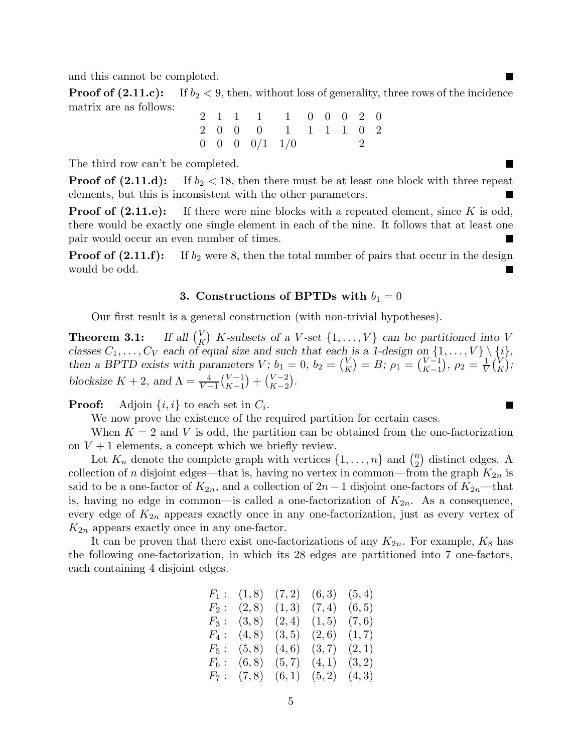and this cannot be completed. ■

**Proof of (2.11.c):** If $b_2 < 9$, then, without loss of generality, three rows of the incidence matrix are as follows:

$$\begin{array}{cccccccccc} 2 & 1 & 1 & 1 & 1 & 0 & 0 & 0 & 2 & 0 \\ 2 & 0 & 0 & 0 & 1 & 1 & 1 & 1 & 0 & 2 \\ 0 & 0 & 0 & 0/1 & 1/0 & & & & 2 & \end{array}$$

The third row can't be completed. ■

**Proof of (2.11.d):** If $b_2 < 18$, then there must be at least one block with three repeat elements, but this is inconsistent with the other parameters. ■

**Proof of (2.11.e):** If there were nine blocks with a repeated element, since $K$ is odd, there would be exactly one single element in each of the nine. It follows that at least one pair would occur an even number of times. ■

**Proof of (2.11.f):** If $b_2$ were 8, then the total number of pairs that occur in the design would be odd. ■

## 3. Constructions of BPTDs with $b_1 = 0$

Our first result is a general construction (with non-trivial hypotheses).

**Theorem 3.1:** *If all $\binom{V}{K}$ $K$-subsets of a $V$-set $\{1, \ldots, V\}$ can be partitioned into $V$ classes $C_1, \ldots, C_V$ each of equal size and such that each is a 1-design on $\{1, \ldots, V\} \setminus \{i\}$, then a BPTD exists with parameters $V$; $b_1 = 0$, $b_2 = \binom{V}{K} = B$; $\rho_1 = \binom{V-1}{K-1}$, $\rho_2 = \frac{1}{V}\binom{V}{K}$; blocksize $K + 2$, and $\Lambda = \frac{4}{V-1}\binom{V-1}{K-1} + \binom{V-2}{K-2}$.*

**Proof:** Adjoin $\{i, i\}$ to each set in $C_i$. ■

We now prove the existence of the required partition for certain cases.

When $K = 2$ and $V$ is odd, the partition can be obtained from the one-factorization on $V + 1$ elements, a concept which we briefly review.

Let $K_n$ denote the complete graph with vertices $\{1, \ldots, n\}$ and $\binom{n}{2}$ distinct edges. A collection of $n$ disjoint edges—that is, having no vertex in common—from the graph $K_{2n}$ is said to be a one-factor of $K_{2n}$, and a collection of $2n-1$ disjoint one-factors of $K_{2n}$—that is, having no edge in common—is called a one-factorization of $K_{2n}$. As a consequence, every edge of $K_{2n}$ appears exactly once in any one-factorization, just as every vertex of $K_{2n}$ appears exactly once in any one-factor.

It can be proven that there exist one-factorizations of any $K_{2n}$. For example, $K_8$ has the following one-factorization, in which its 28 edges are partitioned into 7 one-factors, each containing 4 disjoint edges.

$$\begin{array}{lcccc} F_1: & (1,8) & (7,2) & (6,3) & (5,4) \\ F_2: & (2,8) & (1,3) & (7,4) & (6,5) \\ F_3: & (3,8) & (2,4) & (1,5) & (7,6) \\ F_4: & (4,8) & (3,5) & (2,6) & (1,7) \\ F_5: & (5,8) & (4,6) & (3,7) & (2,1) \\ F_6: & (6,8) & (5,7) & (4,1) & (3,2) \\ F_7: & (7,8) & (6,1) & (5,2) & (4,3) \end{array}$$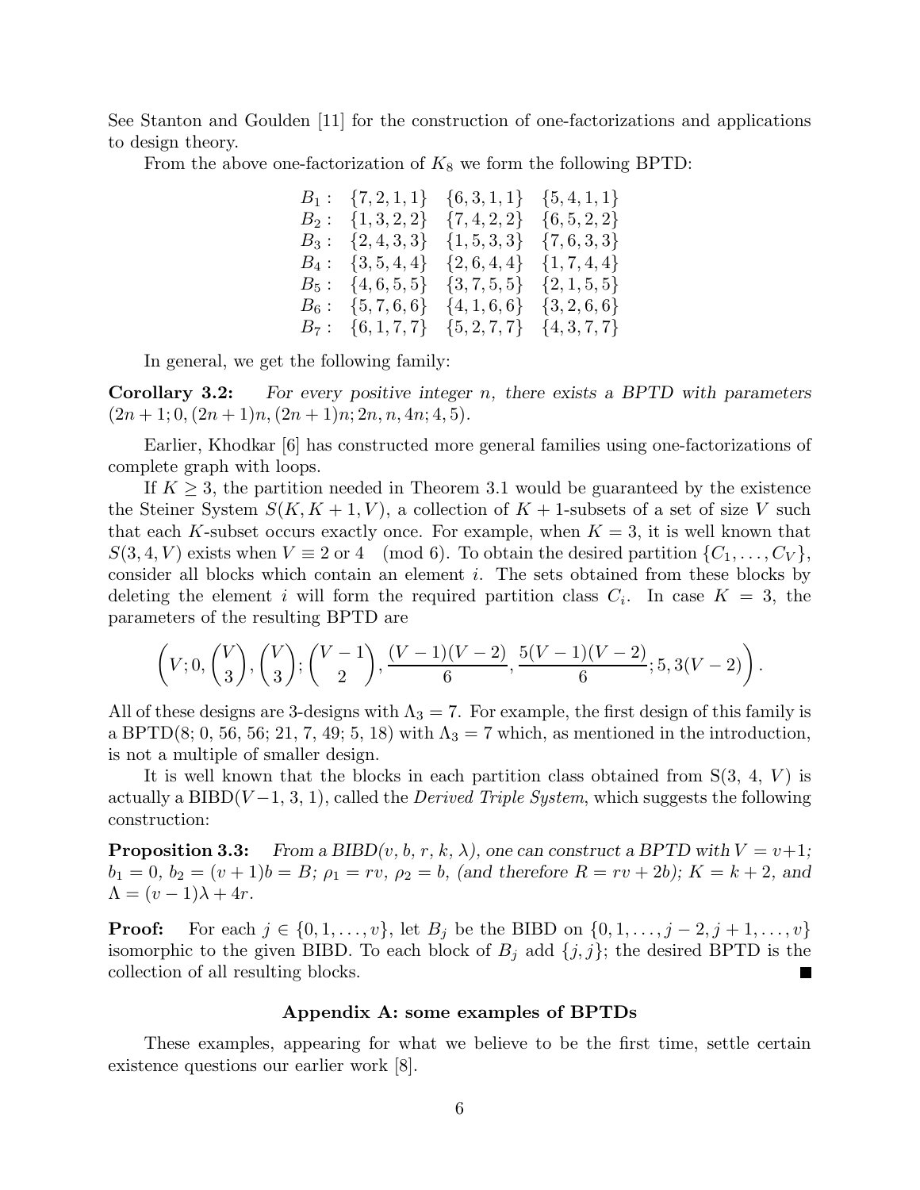See Stanton and Goulden [11] for the construction of one-factorizations and applications to design theory.

From the above one-factorization of $K_8$ we form the following BPTD:

$$
\begin{array}{llll}
B_1: & \{7,2,1,1\} & \{6,3,1,1\} & \{5,4,1,1\} \\
B_2: & \{1,3,2,2\} & \{7,4,2,2\} & \{6,5,2,2\} \\
B_3: & \{2,4,3,3\} & \{1,5,3,3\} & \{7,6,3,3\} \\
B_4: & \{3,5,4,4\} & \{2,6,4,4\} & \{1,7,4,4\} \\
B_5: & \{4,6,5,5\} & \{3,7,5,5\} & \{2,1,5,5\} \\
B_6: & \{5,7,6,6\} & \{4,1,6,6\} & \{3,2,6,6\} \\
B_7: & \{6,1,7,7\} & \{5,2,7,7\} & \{4,3,7,7\}
\end{array}
$$

In general, we get the following family:

**Corollary 3.2:** *For every positive integer $n$, there exists a BPTD with parameters $(2n+1; 0, (2n+1)n, (2n+1)n; 2n, n, 4n; 4, 5)$.*

Earlier, Khodkar [6] has constructed more general families using one-factorizations of complete graph with loops.

If $K \geq 3$, the partition needed in Theorem 3.1 would be guaranteed by the existence the Steiner System $S(K, K+1, V)$, a collection of $K+1$-subsets of a set of size $V$ such that each $K$-subset occurs exactly once. For example, when $K = 3$, it is well known that $S(3, 4, V)$ exists when $V \equiv 2$ or $4 \pmod 6$. To obtain the desired partition $\{C_1, \ldots, C_V\}$, consider all blocks which contain an element $i$. The sets obtained from these blocks by deleting the element $i$ will form the required partition class $C_i$. In case $K = 3$, the parameters of the resulting BPTD are

$$
\left(V; 0, \binom{V}{3}, \binom{V}{3}; \binom{V-1}{2}, \frac{(V-1)(V-2)}{6}, \frac{5(V-1)(V-2)}{6}; 5, 3(V-2)\right).
$$

All of these designs are 3-designs with $\Lambda_3 = 7$. For example, the first design of this family is a BPTD(8; 0, 56, 56; 21, 7, 49; 5, 18) with $\Lambda_3 = 7$ which, as mentioned in the introduction, is not a multiple of smaller design.

It is well known that the blocks in each partition class obtained from S(3, 4, $V$) is actually a BIBD($V-1$, 3, 1), called the *Derived Triple System*, which suggests the following construction:

**Proposition 3.3:** *From a BIBD($v$, $b$, $r$, $k$, $\lambda$), one can construct a BPTD with $V = v+1$; $b_1 = 0$, $b_2 = (v+1)b = B$; $\rho_1 = rv$, $\rho_2 = b$, (and therefore $R = rv + 2b$); $K = k+2$, and $\Lambda = (v-1)\lambda + 4r$.*

**Proof:** For each $j \in \{0, 1, \ldots, v\}$, let $B_j$ be the BIBD on $\{0, 1, \ldots, j-2, j+1, \ldots, v\}$ isomorphic to the given BIBD. To each block of $B_j$ add $\{j, j\}$; the desired BPTD is the collection of all resulting blocks. ■

## Appendix A: some examples of BPTDs

These examples, appearing for what we believe to be the first time, settle certain existence questions our earlier work [8].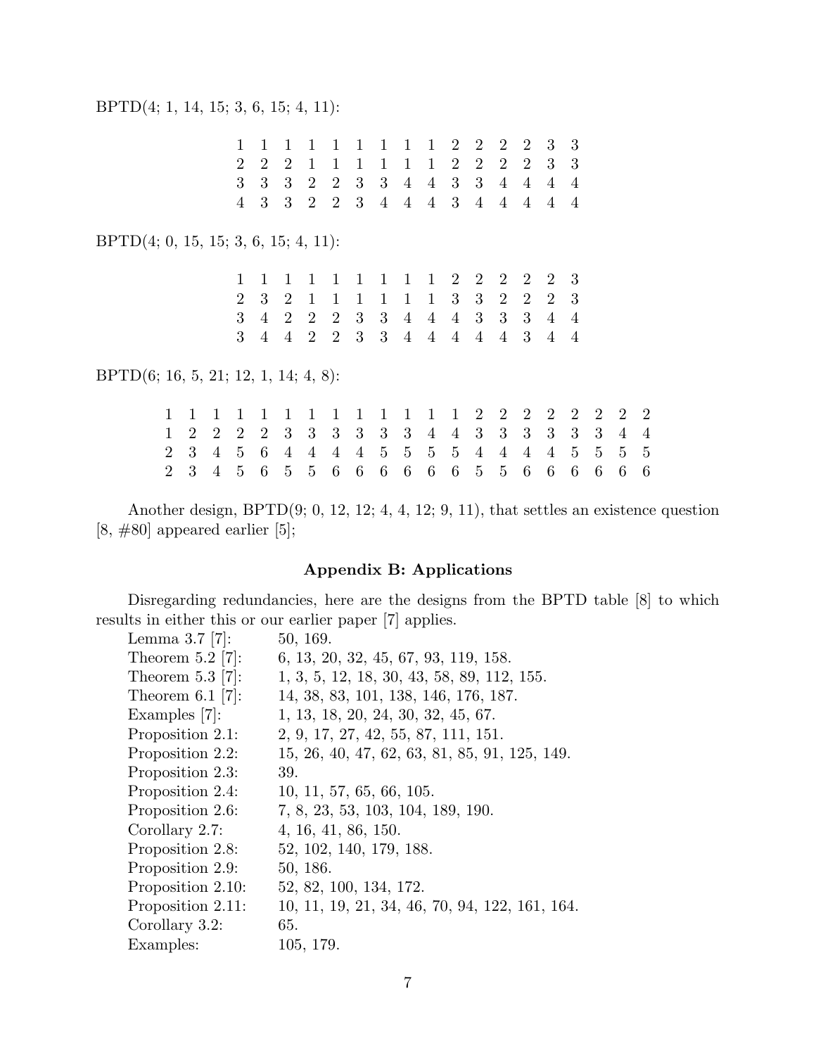BPTD(4; 1, 14, 15; 3, 6, 15; 4, 11):

$$
\begin{array}{ccccccccccccccc}
1 & 1 & 1 & 1 & 1 & 1 & 1 & 1 & 1 & 2 & 2 & 2 & 2 & 3 & 3 \\
2 & 2 & 2 & 1 & 1 & 1 & 1 & 1 & 1 & 2 & 2 & 2 & 2 & 3 & 3 \\
3 & 3 & 3 & 2 & 2 & 3 & 3 & 4 & 4 & 3 & 3 & 4 & 4 & 4 & 4 \\
4 & 3 & 3 & 2 & 2 & 3 & 4 & 4 & 4 & 3 & 4 & 4 & 4 & 4 & 4
\end{array}
$$

BPTD(4; 0, 15, 15; 3, 6, 15; 4, 11):

$$
\begin{array}{ccccccccccccccc}
1 & 1 & 1 & 1 & 1 & 1 & 1 & 1 & 1 & 2 & 2 & 2 & 2 & 2 & 3 \\
2 & 3 & 2 & 1 & 1 & 1 & 1 & 1 & 1 & 3 & 3 & 2 & 2 & 2 & 3 \\
3 & 4 & 2 & 2 & 2 & 3 & 3 & 4 & 4 & 4 & 3 & 3 & 3 & 4 & 4 \\
3 & 4 & 4 & 2 & 2 & 3 & 3 & 4 & 4 & 4 & 4 & 4 & 3 & 4 & 4
\end{array}
$$

BPTD(6; 16, 5, 21; 12, 1, 14; 4, 8):

$$
\begin{array}{ccccccccccccccccccccc}
1 & 1 & 1 & 1 & 1 & 1 & 1 & 1 & 1 & 1 & 1 & 1 & 1 & 2 & 2 & 2 & 2 & 2 & 2 & 2 & 2 \\
1 & 2 & 2 & 2 & 2 & 3 & 3 & 3 & 3 & 3 & 3 & 4 & 4 & 3 & 3 & 3 & 3 & 3 & 3 & 4 & 4 \\
2 & 3 & 4 & 5 & 6 & 4 & 4 & 4 & 4 & 5 & 5 & 5 & 5 & 4 & 4 & 4 & 4 & 5 & 5 & 5 & 5 \\
2 & 3 & 4 & 5 & 6 & 5 & 5 & 6 & 6 & 6 & 6 & 6 & 6 & 5 & 5 & 6 & 6 & 6 & 6 & 6 & 6
\end{array}
$$

Another design, BPTD(9; 0, 12, 12; 4, 4, 12; 9, 11), that settles an existence question [8, #80] appeared earlier [5];

## Appendix B: Applications

Disregarding redundancies, here are the designs from the BPTD table [8] to which results in either this or our earlier paper [7] applies.

| | |
|---|---|
| Lemma 3.7 [7]: | 50, 169. |
| Theorem 5.2 [7]: | 6, 13, 20, 32, 45, 67, 93, 119, 158. |
| Theorem 5.3 [7]: | 1, 3, 5, 12, 18, 30, 43, 58, 89, 112, 155. |
| Theorem 6.1 [7]: | 14, 38, 83, 101, 138, 146, 176, 187. |
| Examples [7]: | 1, 13, 18, 20, 24, 30, 32, 45, 67. |
| Proposition 2.1: | 2, 9, 17, 27, 42, 55, 87, 111, 151. |
| Proposition 2.2: | 15, 26, 40, 47, 62, 63, 81, 85, 91, 125, 149. |
| Proposition 2.3: | 39. |
| Proposition 2.4: | 10, 11, 57, 65, 66, 105. |
| Proposition 2.6: | 7, 8, 23, 53, 103, 104, 189, 190. |
| Corollary 2.7: | 4, 16, 41, 86, 150. |
| Proposition 2.8: | 52, 102, 140, 179, 188. |
| Proposition 2.9: | 50, 186. |
| Proposition 2.10: | 52, 82, 100, 134, 172. |
| Proposition 2.11: | 10, 11, 19, 21, 34, 46, 70, 94, 122, 161, 164. |
| Corollary 3.2: | 65. |
| Examples: | 105, 179. |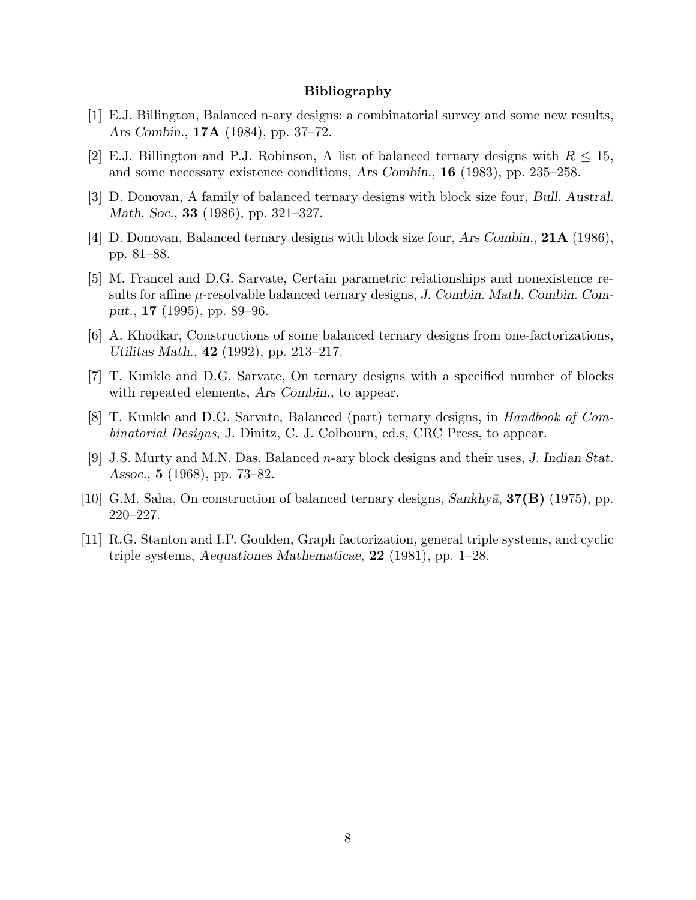# Bibliography

[1] E.J. Billington, Balanced n-ary designs: a combinatorial survey and some new results, *Ars Combin.*, **17A** (1984), pp. 37–72.

[2] E.J. Billington and P.J. Robinson, A list of balanced ternary designs with $R \leq 15$, and some necessary existence conditions, *Ars Combin.*, **16** (1983), pp. 235–258.

[3] D. Donovan, A family of balanced ternary designs with block size four, *Bull. Austral. Math. Soc.*, **33** (1986), pp. 321–327.

[4] D. Donovan, Balanced ternary designs with block size four, *Ars Combin.*, **21A** (1986), pp. 81–88.

[5] M. Francel and D.G. Sarvate, Certain parametric relationships and nonexistence results for affine $\mu$-resolvable balanced ternary designs, *J. Combin. Math. Combin. Comput.*, **17** (1995), pp. 89–96.

[6] A. Khodkar, Constructions of some balanced ternary designs from one-factorizations, *Utilitas Math.*, **42** (1992), pp. 213–217.

[7] T. Kunkle and D.G. Sarvate, On ternary designs with a specified number of blocks with repeated elements, *Ars Combin.*, to appear.

[8] T. Kunkle and D.G. Sarvate, Balanced (part) ternary designs, in *Handbook of Combinatorial Designs*, J. Dinitz, C. J. Colbourn, ed.s, CRC Press, to appear.

[9] J.S. Murty and M.N. Das, Balanced $n$-ary block designs and their uses, *J. Indian Stat. Assoc.*, **5** (1968), pp. 73–82.

[10] G.M. Saha, On construction of balanced ternary designs, *Sankhyā*, **37(B)** (1975), pp. 220–227.

[11] R.G. Stanton and I.P. Goulden, Graph factorization, general triple systems, and cyclic triple systems, *Aequationes Mathematicae*, **22** (1981), pp. 1–28.